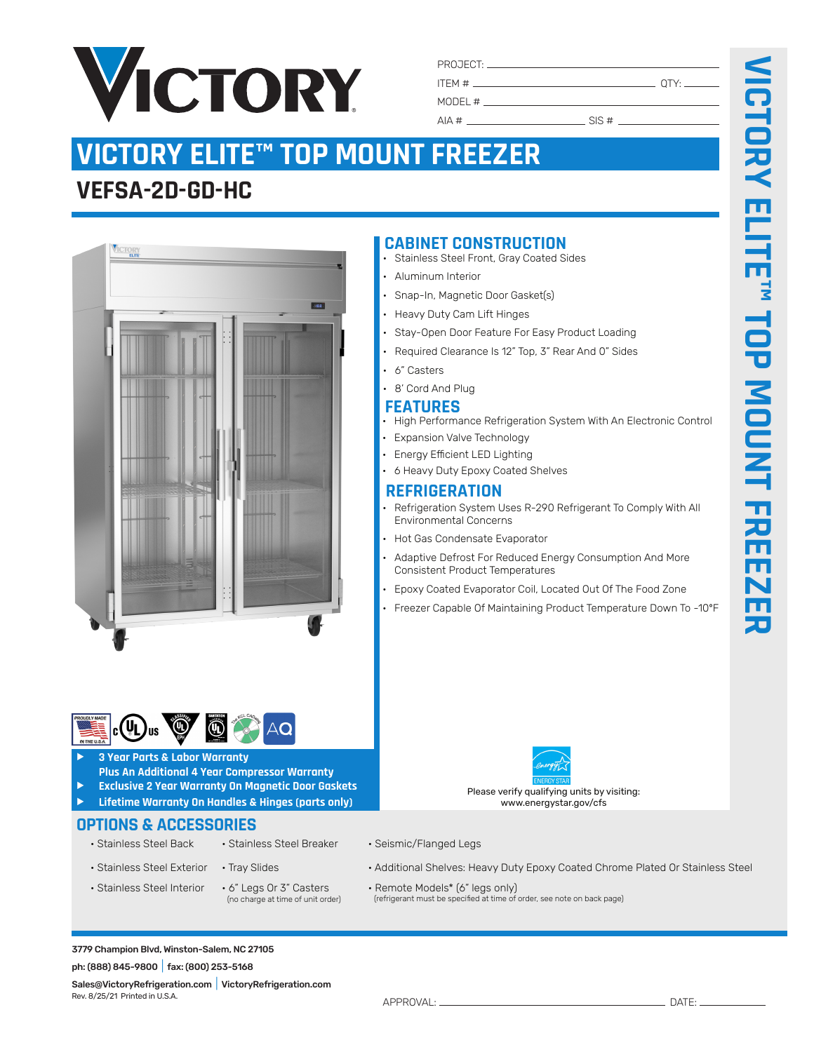# VICTORY

| | |
|---|---|
| PROJECT: | |
| ITEM #: | QTY: |
| MODEL #: | |
| AIA #: | SIS #: |

# VICTORY ELITE™ TOP MOUNT FREEZER

## VEFSA-2D-GD-HC

## CABINET CONSTRUCTION

- Stainless Steel Front, Gray Coated Sides
- Aluminum Interior
- Snap-In, Magnetic Door Gasket(s)
- Heavy Duty Cam Lift Hinges
- Stay-Open Door Feature For Easy Product Loading
- Required Clearance Is 12" Top, 3" Rear And 0" Sides
- 6" Casters
- 8' Cord And Plug

## FEATURES

- High Performance Refrigeration System With An Electronic Control
- Expansion Valve Technology
- Energy Efficient LED Lighting
- 6 Heavy Duty Epoxy Coated Shelves

## REFRIGERATION

- Refrigeration System Uses R-290 Refrigerant To Comply With All Environmental Concerns
- Hot Gas Condensate Evaporator
- Adaptive Defrost For Reduced Energy Consumption And More Consistent Product Temperatures
- Epoxy Coated Evaporator Coil, Located Out Of The Food Zone
- Freezer Capable Of Maintaining Product Temperature Down To -10°F

**▶ 3 Year Parts & Labor Warranty**
**Plus An Additional 4 Year Compressor Warranty**
**▶ Exclusive 2 Year Warranty On Magnetic Door Gaskets**
**▶ Lifetime Warranty On Handles & Hinges (parts only)**

Please verify qualifying units by visiting: www.energystar.gov/cfs

## OPTIONS & ACCESSORIES

- Stainless Steel Back
- Stainless Steel Exterior
- Stainless Steel Interior
- Stainless Steel Breaker
- Tray Slides
- 6" Legs Or 3" Casters (no charge at time of unit order)
- Seismic/Flanged Legs
- Additional Shelves: Heavy Duty Epoxy Coated Chrome Plated Or Stainless Steel
- Remote Models* (6" legs only) (refrigerant must be specified at time of order, see note on back page)

**3779 Champion Blvd, Winston-Salem, NC 27105**
**ph: (888) 845-9800 | fax: (800) 253-5168**
**Sales@VictoryRefrigeration.com | VictoryRefrigeration.com**
Rev. 8/25/21 Printed in U.S.A.

APPROVAL: ______________________ DATE: __________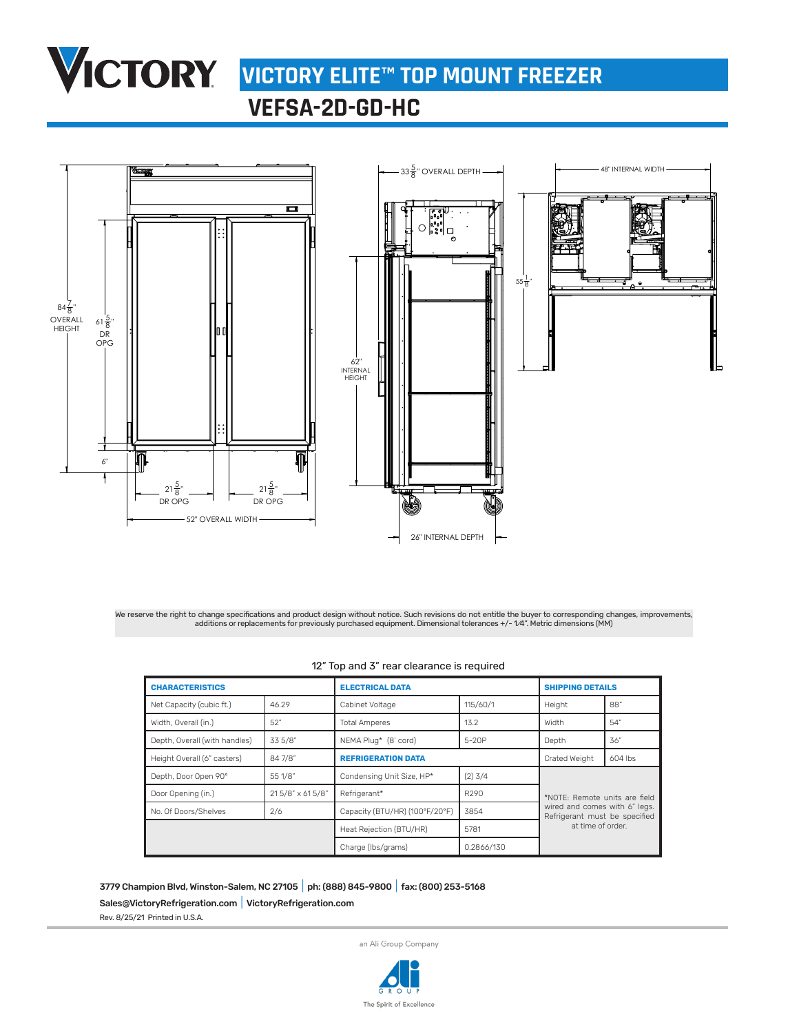# VICTORY ELITE™ TOP MOUNT FREEZER

## VEFSA-2D-GD-HC

84 7/8" OVERALL HEIGHT

61 5/8" DR OPG

6"

21 5/8" DR OPG

21 5/8" DR OPG

52" OVERALL WIDTH

33 5/8" OVERALL DEPTH

62" INTERNAL HEIGHT

26" INTERNAL DEPTH

48" INTERNAL WIDTH

55 1/8"

We reserve the right to change specifications and product design without notice. Such revisions do not entitle the buyer to corresponding changes, improvements, additions or replacements for previously purchased equipment. Dimensional tolerances +/- 1/4". Metric dimensions (MM)

12" Top and 3" rear clearance is required

| CHARACTERISTICS | | ELECTRICAL DATA | | SHIPPING DETAILS | |
|---|---|---|---|---|---|
| Net Capacity (cubic ft.) | 46.29 | Cabinet Voltage | 115/60/1 | Height | 88" |
| Width, Overall (in.) | 52" | Total Amperes | 13.2 | Width | 54" |
| Depth, Overall (with handles) | 33 5/8" | NEMA Plug* (8' cord) | 5-20P | Depth | 36" |
| Height Overall (6" casters) | 84 7/8" | **REFRIGERATION DATA** | | Crated Weight | 604 lbs |
| Depth, Door Open 90° | 55 1/8" | Condensing Unit Size, HP* | (2) 3/4 | *NOTE: Remote units are field wired and comes with 6" legs. Refrigerant must be specified at time of order. | |
| Door Opening (in.) | 21 5/8" x 61 5/8" | Refrigerant* | R290 | | |
| No. Of Doors/Shelves | 2/6 | Capacity (BTU/HR) (100°F/20°F) | 3854 | | |
| | | Heat Rejection (BTU/HR) | 5781 | | |
| | | Charge (lbs/grams) | 0.2866/130 | | |

**3779 Champion Blvd, Winston-Salem, NC 27105 | ph: (888) 845-9800 | fax: (800) 253-5168**

**Sales@VictoryRefrigeration.com | VictoryRefrigeration.com**

Rev. 8/25/21 Printed in U.S.A.

an Ali Group Company

The Spirit of Excellence